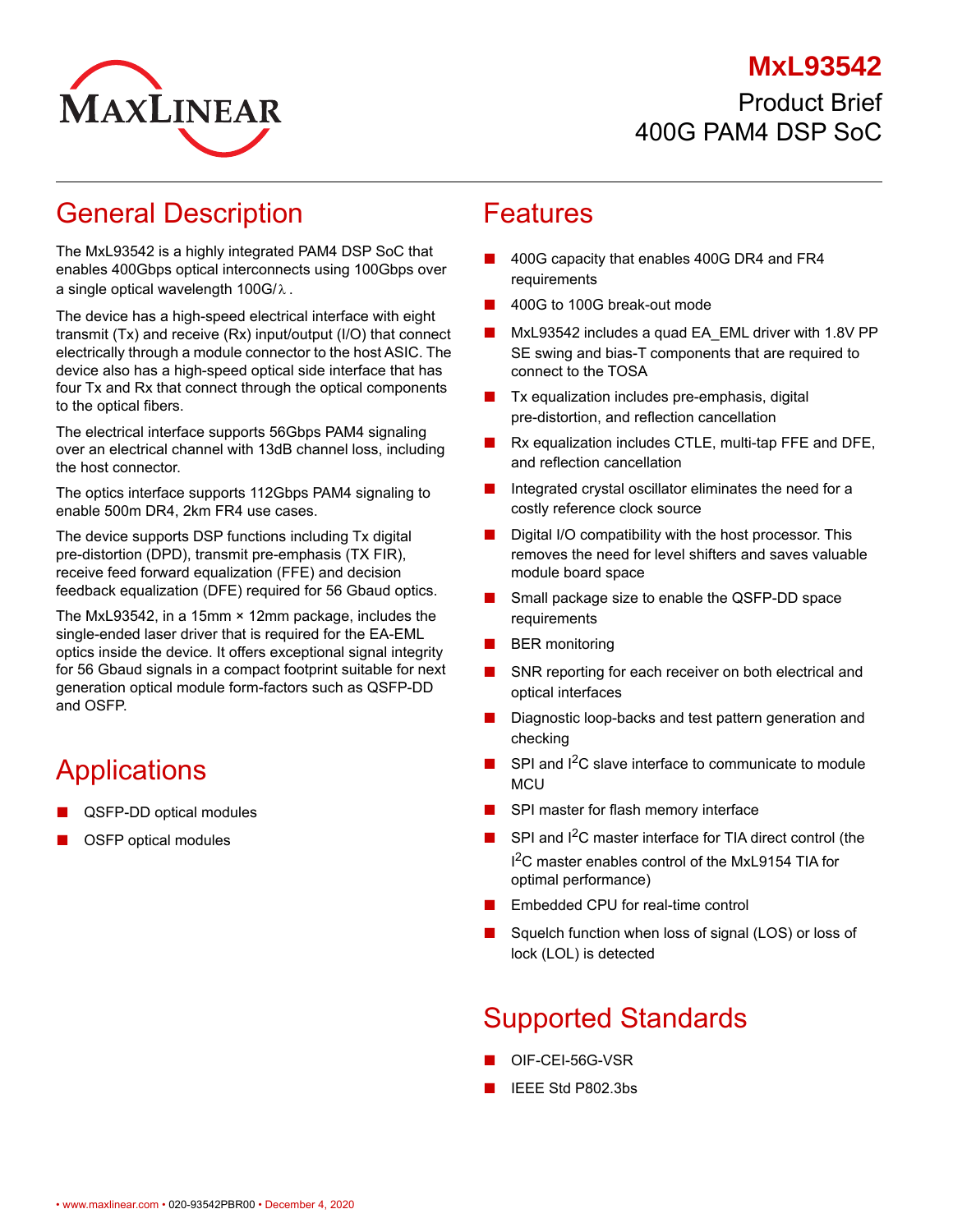# MxL93542

## Product Brief
## 400G PAM4 DSP SoC

## General Description

The MxL93542 is a highly integrated PAM4 DSP SoC that enables 400Gbps optical interconnects using 100Gbps over a single optical wavelength 100G/λ.

The device has a high-speed electrical interface with eight transmit (Tx) and receive (Rx) input/output (I/O) that connect electrically through a module connector to the host ASIC. The device also has a high-speed optical side interface that has four Tx and Rx that connect through the optical components to the optical fibers.

The electrical interface supports 56Gbps PAM4 signaling over an electrical channel with 13dB channel loss, including the host connector.

The optics interface supports 112Gbps PAM4 signaling to enable 500m DR4, 2km FR4 use cases.

The device supports DSP functions including Tx digital pre-distortion (DPD), transmit pre-emphasis (TX FIR), receive feed forward equalization (FFE) and decision feedback equalization (DFE) required for 56 Gbaud optics.

The MxL93542, in a 15mm × 12mm package, includes the single-ended laser driver that is required for the EA-EML optics inside the device. It offers exceptional signal integrity for 56 Gbaud signals in a compact footprint suitable for next generation optical module form-factors such as QSFP-DD and OSFP.

## Applications

- QSFP-DD optical modules
- OSFP optical modules

## Features

- 400G capacity that enables 400G DR4 and FR4 requirements
- 400G to 100G break-out mode
- MxL93542 includes a quad EA_EML driver with 1.8V PP SE swing and bias-T components that are required to connect to the TOSA
- Tx equalization includes pre-emphasis, digital pre-distortion, and reflection cancellation
- Rx equalization includes CTLE, multi-tap FFE and DFE, and reflection cancellation
- Integrated crystal oscillator eliminates the need for a costly reference clock source
- Digital I/O compatibility with the host processor. This removes the need for level shifters and saves valuable module board space
- Small package size to enable the QSFP-DD space requirements
- BER monitoring
- SNR reporting for each receiver on both electrical and optical interfaces
- Diagnostic loop-backs and test pattern generation and checking
- SPI and I²C slave interface to communicate to module MCU
- SPI master for flash memory interface
- SPI and I²C master interface for TIA direct control (the I²C master enables control of the MxL9154 TIA for optimal performance)
- Embedded CPU for real-time control
- Squelch function when loss of signal (LOS) or loss of lock (LOL) is detected

## Supported Standards

- OIF-CEI-56G-VSR
- IEEE Std P802.3bs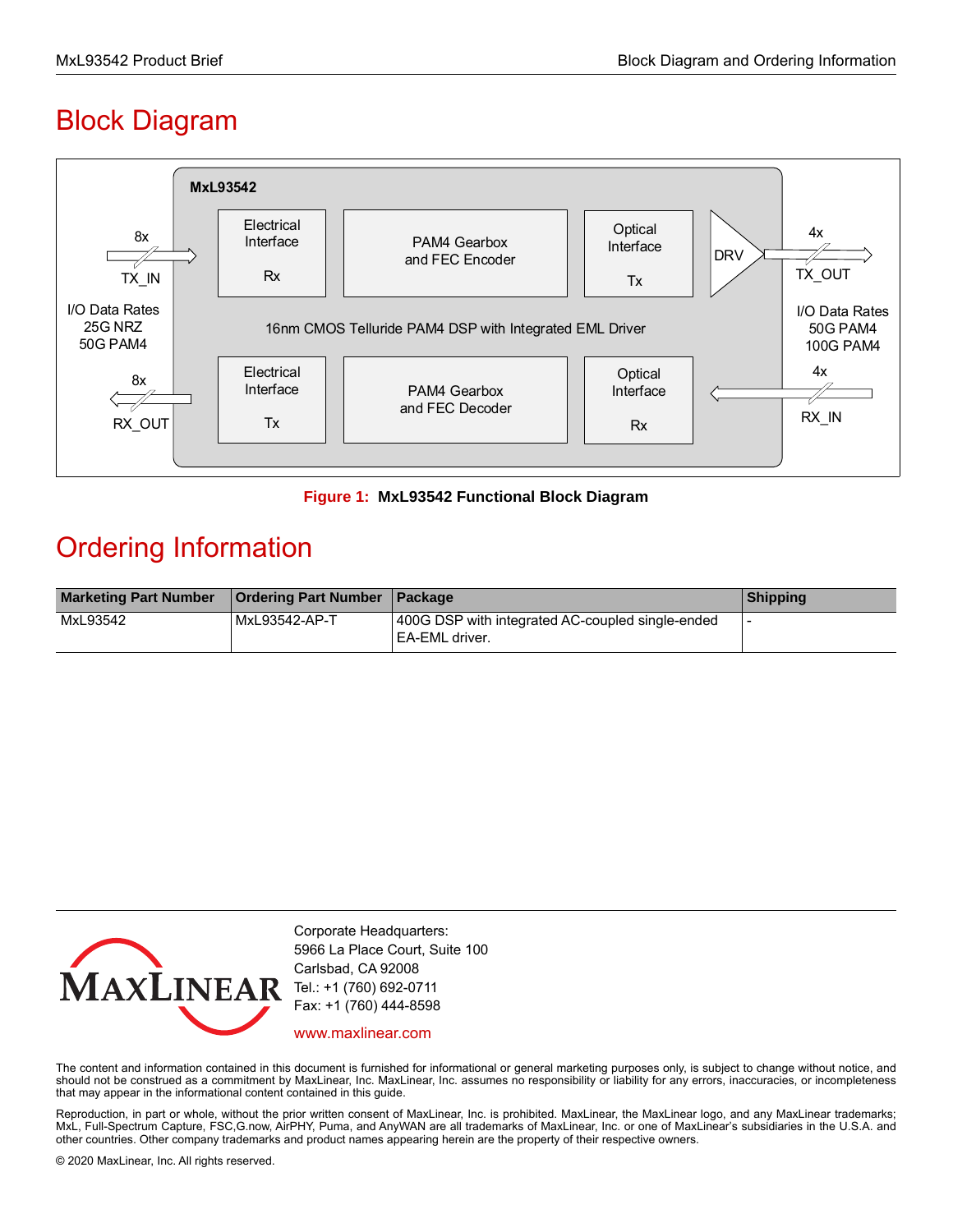# Block Diagram

MxL93542

8x

TX_IN

I/O Data Rates
25G NRZ
50G PAM4

8x

RX_OUT

Electrical Interface Rx

PAM4 Gearbox and FEC Encoder

Optical Interface Tx

DRV

4x

TX_OUT

I/O Data Rates
50G PAM4
100G PAM4

4x

RX_IN

16nm CMOS Telluride PAM4 DSP with Integrated EML Driver

Electrical Interface Tx

PAM4 Gearbox and FEC Decoder

Optical Interface Rx

**Figure 1: MxL93542 Functional Block Diagram**

# Ordering Information

| Marketing Part Number | Ordering Part Number | Package | Shipping |
|---|---|---|---|
| MxL93542 | MxL93542-AP-T | 400G DSP with integrated AC-coupled single-ended EA-EML driver. | - |

Corporate Headquarters:
5966 La Place Court, Suite 100
Carlsbad, CA 92008
Tel.: +1 (760) 692-0711
Fax: +1 (760) 444-8598

www.maxlinear.com

The content and information contained in this document is furnished for informational or general marketing purposes only, is subject to change without notice, and should not be construed as a commitment by MaxLinear, Inc. MaxLinear, Inc. assumes no responsibility or liability for any errors, inaccuracies, or incompleteness that may appear in the informational content contained in this guide.

Reproduction, in part or whole, without the prior written consent of MaxLinear, Inc. is prohibited. MaxLinear, the MaxLinear logo, and any MaxLinear trademarks; MxL, Full-Spectrum Capture, FSC,G.now, AirPHY, Puma, and AnyWAN are all trademarks of MaxLinear, Inc. or one of MaxLinear's subsidiaries in the U.S.A. and other countries. Other company trademarks and product names appearing herein are the property of their respective owners.

© 2020 MaxLinear, Inc. All rights reserved.